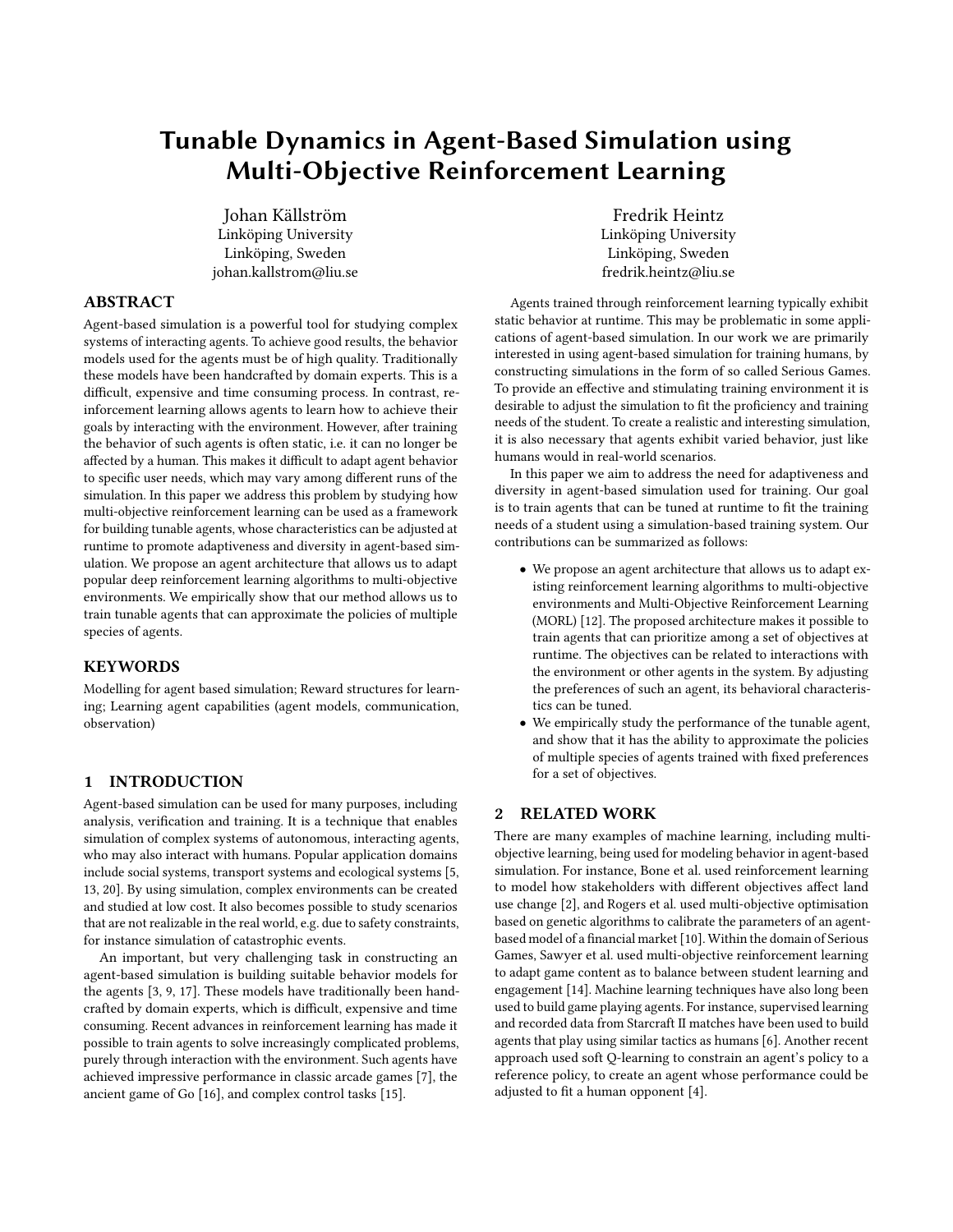# Tunable Dynamics in Agent-Based Simulation using Multi-Objective Reinforcement Learning

Johan Källström
Linköping University
Linköping, Sweden
johan.kallstrom@liu.se

Fredrik Heintz
Linköping University
Linköping, Sweden
fredrik.heintz@liu.se

## ABSTRACT

Agent-based simulation is a powerful tool for studying complex systems of interacting agents. To achieve good results, the behavior models used for the agents must be of high quality. Traditionally these models have been handcrafted by domain experts. This is a difficult, expensive and time consuming process. In contrast, reinforcement learning allows agents to learn how to achieve their goals by interacting with the environment. However, after training the behavior of such agents is often static, i.e. it can no longer be affected by a human. This makes it difficult to adapt agent behavior to specific user needs, which may vary among different runs of the simulation. In this paper we address this problem by studying how multi-objective reinforcement learning can be used as a framework for building tunable agents, whose characteristics can be adjusted at runtime to promote adaptiveness and diversity in agent-based simulation. We propose an agent architecture that allows us to adapt popular deep reinforcement learning algorithms to multi-objective environments. We empirically show that our method allows us to train tunable agents that can approximate the policies of multiple species of agents.

## KEYWORDS

Modelling for agent based simulation; Reward structures for learning; Learning agent capabilities (agent models, communication, observation)

## 1 INTRODUCTION

Agent-based simulation can be used for many purposes, including analysis, verification and training. It is a technique that enables simulation of complex systems of autonomous, interacting agents, who may also interact with humans. Popular application domains include social systems, transport systems and ecological systems [5, 13, 20]. By using simulation, complex environments can be created and studied at low cost. It also becomes possible to study scenarios that are not realizable in the real world, e.g. due to safety constraints, for instance simulation of catastrophic events.

An important, but very challenging task in constructing an agent-based simulation is building suitable behavior models for the agents [3, 9, 17]. These models have traditionally been handcrafted by domain experts, which is difficult, expensive and time consuming. Recent advances in reinforcement learning has made it possible to train agents to solve increasingly complicated problems, purely through interaction with the environment. Such agents have achieved impressive performance in classic arcade games [7], the ancient game of Go [16], and complex control tasks [15].

Agents trained through reinforcement learning typically exhibit static behavior at runtime. This may be problematic in some applications of agent-based simulation. In our work we are primarily interested in using agent-based simulation for training humans, by constructing simulations in the form of so called Serious Games. To provide an effective and stimulating training environment it is desirable to adjust the simulation to fit the proficiency and training needs of the student. To create a realistic and interesting simulation, it is also necessary that agents exhibit varied behavior, just like humans would in real-world scenarios.

In this paper we aim to address the need for adaptiveness and diversity in agent-based simulation used for training. Our goal is to train agents that can be tuned at runtime to fit the training needs of a student using a simulation-based training system. Our contributions can be summarized as follows:

- We propose an agent architecture that allows us to adapt existing reinforcement learning algorithms to multi-objective environments and Multi-Objective Reinforcement Learning (MORL) [12]. The proposed architecture makes it possible to train agents that can prioritize among a set of objectives at runtime. The objectives can be related to interactions with the environment or other agents in the system. By adjusting the preferences of such an agent, its behavioral characteristics can be tuned.
- We empirically study the performance of the tunable agent, and show that it has the ability to approximate the policies of multiple species of agents trained with fixed preferences for a set of objectives.

## 2 RELATED WORK

There are many examples of machine learning, including multi-objective learning, being used for modeling behavior in agent-based simulation. For instance, Bone et al. used reinforcement learning to model how stakeholders with different objectives affect land use change [2], and Rogers et al. used multi-objective optimisation based on genetic algorithms to calibrate the parameters of an agent-based model of a financial market [10]. Within the domain of Serious Games, Sawyer et al. used multi-objective reinforcement learning to adapt game content as to balance between student learning and engagement [14]. Machine learning techniques have also long been used to build game playing agents. For instance, supervised learning and recorded data from Starcraft II matches have been used to build agents that play using similar tactics as humans [6]. Another recent approach used soft Q-learning to constrain an agent's policy to a reference policy, to create an agent whose performance could be adjusted to fit a human opponent [4].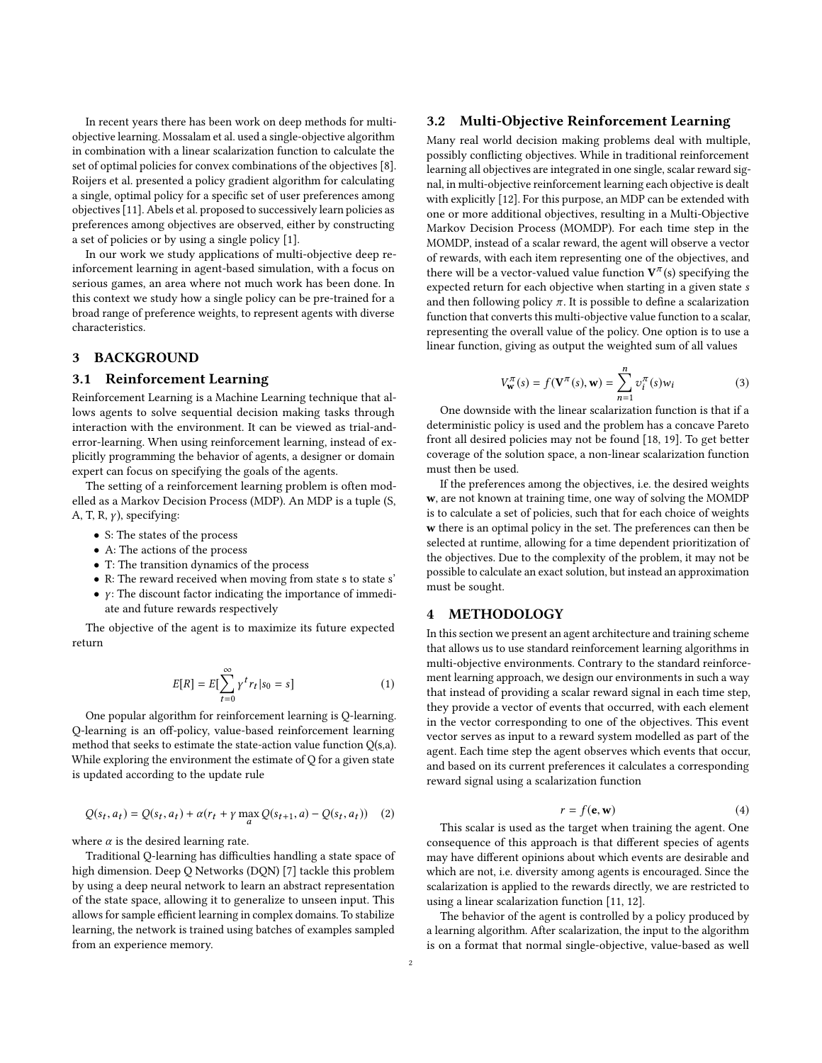In recent years there has been work on deep methods for multi-objective learning. Mossalam et al. used a single-objective algorithm in combination with a linear scalarization function to calculate the set of optimal policies for convex combinations of the objectives [8]. Roijers et al. presented a policy gradient algorithm for calculating a single, optimal policy for a specific set of user preferences among objectives [11]. Abels et al. proposed to successively learn policies as preferences among objectives are observed, either by constructing a set of policies or by using a single policy [1].

In our work we study applications of multi-objective deep reinforcement learning in agent-based simulation, with a focus on serious games, an area where not much work has been done. In this context we study how a single policy can be pre-trained for a broad range of preference weights, to represent agents with diverse characteristics.

# 3 BACKGROUND

## 3.1 Reinforcement Learning

Reinforcement Learning is a Machine Learning technique that allows agents to solve sequential decision making tasks through interaction with the environment. It can be viewed as trial-and-error-learning. When using reinforcement learning, instead of explicitly programming the behavior of agents, a designer or domain expert can focus on specifying the goals of the agents.

The setting of a reinforcement learning problem is often modelled as a Markov Decision Process (MDP). An MDP is a tuple (S, A, T, R, $\gamma$), specifying:

- S: The states of the process
- A: The actions of the process
- T: The transition dynamics of the process
- R: The reward received when moving from state s to state s'
- $\gamma$: The discount factor indicating the importance of immediate and future rewards respectively

The objective of the agent is to maximize its future expected return

$$E[R] = E[\sum_{t=0}^{\infty} \gamma^t r_t | s_0 = s] \tag{1}$$

One popular algorithm for reinforcement learning is Q-learning. Q-learning is an off-policy, value-based reinforcement learning method that seeks to estimate the state-action value function Q(s,a). While exploring the environment the estimate of Q for a given state is updated according to the update rule

$$Q(s_t, a_t) = Q(s_t, a_t) + \alpha(r_t + \gamma \max_a Q(s_{t+1}, a) - Q(s_t, a_t)) \tag{2}$$

where $\alpha$ is the desired learning rate.

Traditional Q-learning has difficulties handling a state space of high dimension. Deep Q Networks (DQN) [7] tackle this problem by using a deep neural network to learn an abstract representation of the state space, allowing it to generalize to unseen input. This allows for sample efficient learning in complex domains. To stabilize learning, the network is trained using batches of examples sampled from an experience memory.

## 3.2 Multi-Objective Reinforcement Learning

Many real world decision making problems deal with multiple, possibly conflicting objectives. While in traditional reinforcement learning all objectives are integrated in one single, scalar reward signal, in multi-objective reinforcement learning each objective is dealt with explicitly [12]. For this purpose, an MDP can be extended with one or more additional objectives, resulting in a Multi-Objective Markov Decision Process (MOMDP). For each time step in the MOMDP, instead of a scalar reward, the agent will observe a vector of rewards, with each item representing one of the objectives, and there will be a vector-valued value function $\mathbf{V}^{\pi}(s)$ specifying the expected return for each objective when starting in a given state $s$ and then following policy $\pi$. It is possible to define a scalarization function that converts this multi-objective value function to a scalar, representing the overall value of the policy. One option is to use a linear function, giving as output the weighted sum of all values

$$V_{\mathbf{w}}^{\pi}(s) = f(\mathbf{V}^{\pi}(s), \mathbf{w}) = \sum_{n=1}^{n} v_i^{\pi}(s) w_i \tag{3}$$

One downside with the linear scalarization function is that if a deterministic policy is used and the problem has a concave Pareto front all desired policies may not be found [18, 19]. To get better coverage of the solution space, a non-linear scalarization function must then be used.

If the preferences among the objectives, i.e. the desired weights $\mathbf{w}$, are not known at training time, one way of solving the MOMDP is to calculate a set of policies, such that for each choice of weights $\mathbf{w}$ there is an optimal policy in the set. The preferences can then be selected at runtime, allowing for a time dependent prioritization of the objectives. Due to the complexity of the problem, it may not be possible to calculate an exact solution, but instead an approximation must be sought.

# 4 METHODOLOGY

In this section we present an agent architecture and training scheme that allows us to use standard reinforcement learning algorithms in multi-objective environments. Contrary to the standard reinforcement learning approach, we design our environments in such a way that instead of providing a scalar reward signal in each time step, they provide a vector of events that occurred, with each element in the vector corresponding to one of the objectives. This event vector serves as input to a reward system modelled as part of the agent. Each time step the agent observes which events that occur, and based on its current preferences it calculates a corresponding reward signal using a scalarization function

$$r = f(\mathbf{e}, \mathbf{w}) \tag{4}$$

This scalar is used as the target when training the agent. One consequence of this approach is that different species of agents may have different opinions about which events are desirable and which are not, i.e. diversity among agents is encouraged. Since the scalarization is applied to the rewards directly, we are restricted to using a linear scalarization function [11, 12].

The behavior of the agent is controlled by a policy produced by a learning algorithm. After scalarization, the input to the algorithm is on a format that normal single-objective, value-based as well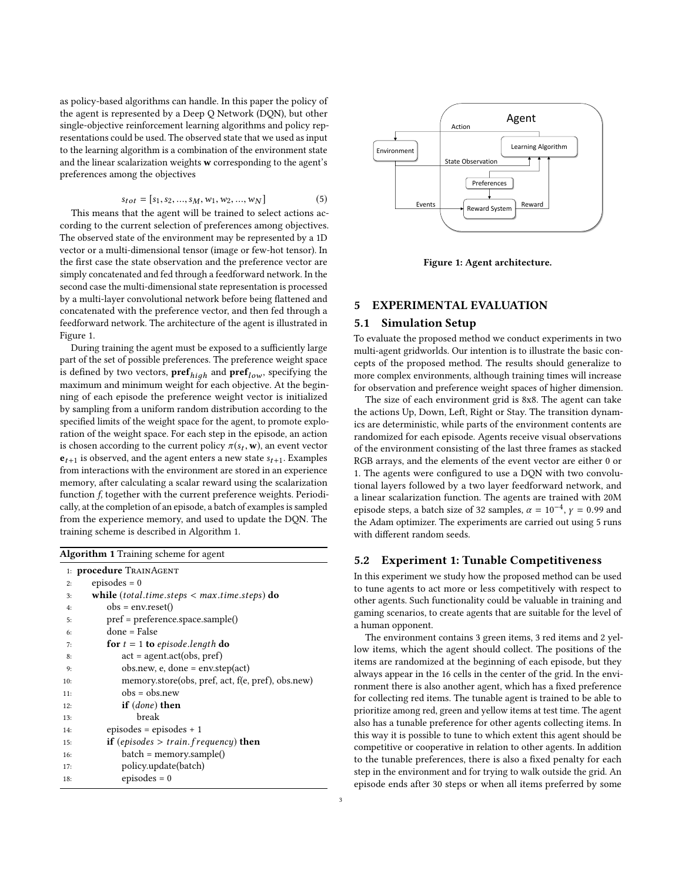as policy-based algorithms can handle. In this paper the policy of the agent is represented by a Deep Q Network (DQN), but other single-objective reinforcement learning algorithms and policy representations could be used. The observed state that we used as input to the learning algorithm is a combination of the environment state and the linear scalarization weights **w** corresponding to the agent's preferences among the objectives

$$s_{tot} = [s_1, s_2, ..., s_M, w_1, w_2, ..., w_N] \quad (5)$$

This means that the agent will be trained to select actions according to the current selection of preferences among objectives. The observed state of the environment may be represented by a 1D vector or a multi-dimensional tensor (image or few-hot tensor). In the first case the state observation and the preference vector are simply concatenated and fed through a feedforward network. In the second case the multi-dimensional state representation is processed by a multi-layer convolutional network before being flattened and concatenated with the preference vector, and then fed through a feedforward network. The architecture of the agent is illustrated in Figure 1.

During training the agent must be exposed to a sufficiently large part of the set of possible preferences. The preference weight space is defined by two vectors, $\mathbf{pref}_{high}$ and $\mathbf{pref}_{low}$, specifying the maximum and minimum weight for each objective. At the beginning of each episode the preference weight vector is initialized by sampling from a uniform random distribution according to the specified limits of the weight space for the agent, to promote exploration of the weight space. For each step in the episode, an action is chosen according to the current policy $\pi(s_t, \mathbf{w})$, an event vector $\mathbf{e}_{t+1}$ is observed, and the agent enters a new state $s_{t+1}$. Examples from interactions with the environment are stored in an experience memory, after calculating a scalar reward using the scalarization function $f$, together with the current preference weights. Periodically, at the completion of an episode, a batch of examples is sampled from the experience memory, and used to update the DQN. The training scheme is described in Algorithm 1.

**Algorithm 1** Training scheme for agent

```
1:  procedure TrainAgent
2:      episodes = 0
3:      while (total.time.steps < max.time.steps) do
4:          obs = env.reset()
5:          pref = preference.space.sample()
6:          done = False
7:          for t = 1 to episode.length do
8:              act = agent.act(obs, pref)
9:              obs.new, e, done = env.step(act)
10:             memory.store(obs, pref, act, f(e, pref), obs.new)
11:             obs = obs.new
12:             if (done) then
13:                 break
14:         episodes = episodes + 1
15:         if (episodes > train.frequency) then
16:             batch = memory.sample()
17:             policy.update(batch)
18:             episodes = 0
```

Figure 1: Agent architecture.

## 5 EXPERIMENTAL EVALUATION

### 5.1 Simulation Setup

To evaluate the proposed method we conduct experiments in two multi-agent gridworlds. Our intention is to illustrate the basic concepts of the proposed method. The results should generalize to more complex environments, although training times will increase for observation and preference weight spaces of higher dimension.

The size of each environment grid is 8x8. The agent can take the actions Up, Down, Left, Right or Stay. The transition dynamics are deterministic, while parts of the environment contents are randomized for each episode. Agents receive visual observations of the environment consisting of the last three frames as stacked RGB arrays, and the elements of the event vector are either 0 or 1. The agents were configured to use a DQN with two convolutional layers followed by a two layer feedforward network, and a linear scalarization function. The agents are trained with 20M episode steps, a batch size of 32 samples, $\alpha = 10^{-4}$, $\gamma = 0.99$ and the Adam optimizer. The experiments are carried out using 5 runs with different random seeds.

### 5.2 Experiment 1: Tunable Competitiveness

In this experiment we study how the proposed method can be used to tune agents to act more or less competitively with respect to other agents. Such functionality could be valuable in training and gaming scenarios, to create agents that are suitable for the level of a human opponent.

The environment contains 3 green items, 3 red items and 2 yellow items, which the agent should collect. The positions of the items are randomized at the beginning of each episode, but they always appear in the 16 cells in the center of the grid. In the environment there is also another agent, which has a fixed preference for collecting red items. The tunable agent is trained to be able to prioritize among red, green and yellow items at test time. The agent also has a tunable preference for other agents collecting items. In this way it is possible to tune to which extent this agent should be competitive or cooperative in relation to other agents. In addition to the tunable preferences, there is also a fixed penalty for each step in the environment and for trying to walk outside the grid. An episode ends after 30 steps or when all items preferred by some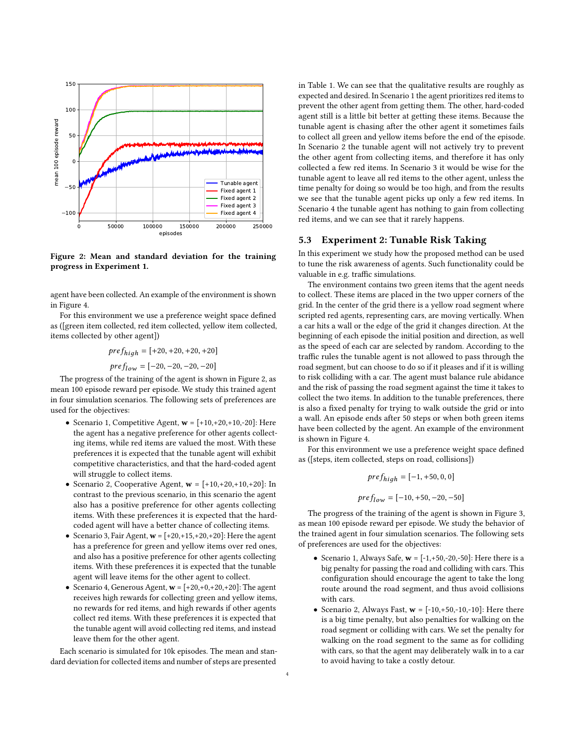Figure 2: Mean and standard deviation for the training progress in Experiment 1.

agent have been collected. An example of the environment is shown in Figure 4.

For this environment we use a preference weight space defined as ([green item collected, red item collected, yellow item collected, items collected by other agent])

$$pref_{high} = [+20, +20, +20, +20]$$

$$pref_{low} = [-20, -20, -20, -20]$$

The progress of the training of the agent is shown in Figure 2, as mean 100 episode reward per episode. We study this trained agent in four simulation scenarios. The following sets of preferences are used for the objectives:

- Scenario 1, Competitive Agent, $\mathbf{w}$ = [+10,+20,+10,-20]: Here the agent has a negative preference for other agents collecting items, while red items are valued the most. With these preferences it is expected that the tunable agent will exhibit competitive characteristics, and that the hard-coded agent will struggle to collect items.
- Scenario 2, Cooperative Agent, $\mathbf{w}$ = [+10,+20,+10,+20]: In contrast to the previous scenario, in this scenario the agent also has a positive preference for other agents collecting items. With these preferences it is expected that the hard-coded agent will have a better chance of collecting items.
- Scenario 3, Fair Agent, $\mathbf{w}$ = [+20,+15,+20,+20]: Here the agent has a preference for green and yellow items over red ones, and also has a positive preference for other agents collecting items. With these preferences it is expected that the tunable agent will leave items for the other agent to collect.
- Scenario 4, Generous Agent, $\mathbf{w}$ = [+20,+0,+20,+20]: The agent receives high rewards for collecting green and yellow items, no rewards for red items, and high rewards if other agents collect red items. With these preferences it is expected that the tunable agent will avoid collecting red items, and instead leave them for the other agent.

Each scenario is simulated for 10k episodes. The mean and standard deviation for collected items and number of steps are presented in Table 1. We can see that the qualitative results are roughly as expected and desired. In Scenario 1 the agent prioritizes red items to prevent the other agent from getting them. The other, hard-coded agent still is a little bit better at getting these items. Because the tunable agent is chasing after the other agent it sometimes fails to collect all green and yellow items before the end of the episode. In Scenario 2 the tunable agent will not actively try to prevent the other agent from collecting items, and therefore it has only collected a few red items. In Scenario 3 it would be wise for the tunable agent to leave all red items to the other agent, unless the time penalty for doing so would be too high, and from the results we see that the tunable agent picks up only a few red items. In Scenario 4 the tunable agent has nothing to gain from collecting red items, and we can see that it rarely happens.

## 5.3 Experiment 2: Tunable Risk Taking

In this experiment we study how the proposed method can be used to tune the risk awareness of agents. Such functionality could be valuable in e.g. traffic simulations.

The environment contains two green items that the agent needs to collect. These items are placed in the two upper corners of the grid. In the center of the grid there is a yellow road segment where scripted red agents, representing cars, are moving vertically. When a car hits a wall or the edge of the grid it changes direction. At the beginning of each episode the initial position and direction, as well as the speed of each car are selected by random. According to the traffic rules the tunable agent is not allowed to pass through the road segment, but can choose to do so if it pleases and if it is willing to risk colliding with a car. The agent must balance rule abidance and the risk of passing the road segment against the time it takes to collect the two items. In addition to the tunable preferences, there is also a fixed penalty for trying to walk outside the grid or into a wall. An episode ends after 50 steps or when both green items have been collected by the agent. An example of the environment is shown in Figure 4.

For this environment we use a preference weight space defined as ([steps, item collected, steps on road, collisions])

$$pref_{high} = [-1, +50, 0, 0]$$

$$pref_{low} = [-10, +50, -20, -50]$$

The progress of the training of the agent is shown in Figure 3, as mean 100 episode reward per episode. We study the behavior of the trained agent in four simulation scenarios. The following sets of preferences are used for the objectives:

- Scenario 1, Always Safe, $\mathbf{w}$ = [-1,+50,-20,-50]: Here there is a big penalty for passing the road and colliding with cars. This configuration should encourage the agent to take the long route around the road segment, and thus avoid collisions with cars.
- Scenario 2, Always Fast, $\mathbf{w}$ = [-10,+50,-10,-10]: Here there is a big time penalty, but also penalties for walking on the road segment or colliding with cars. We set the penalty for walking on the road segment to the same as for colliding with cars, so that the agent may deliberately walk in to a car to avoid having to take a costly detour.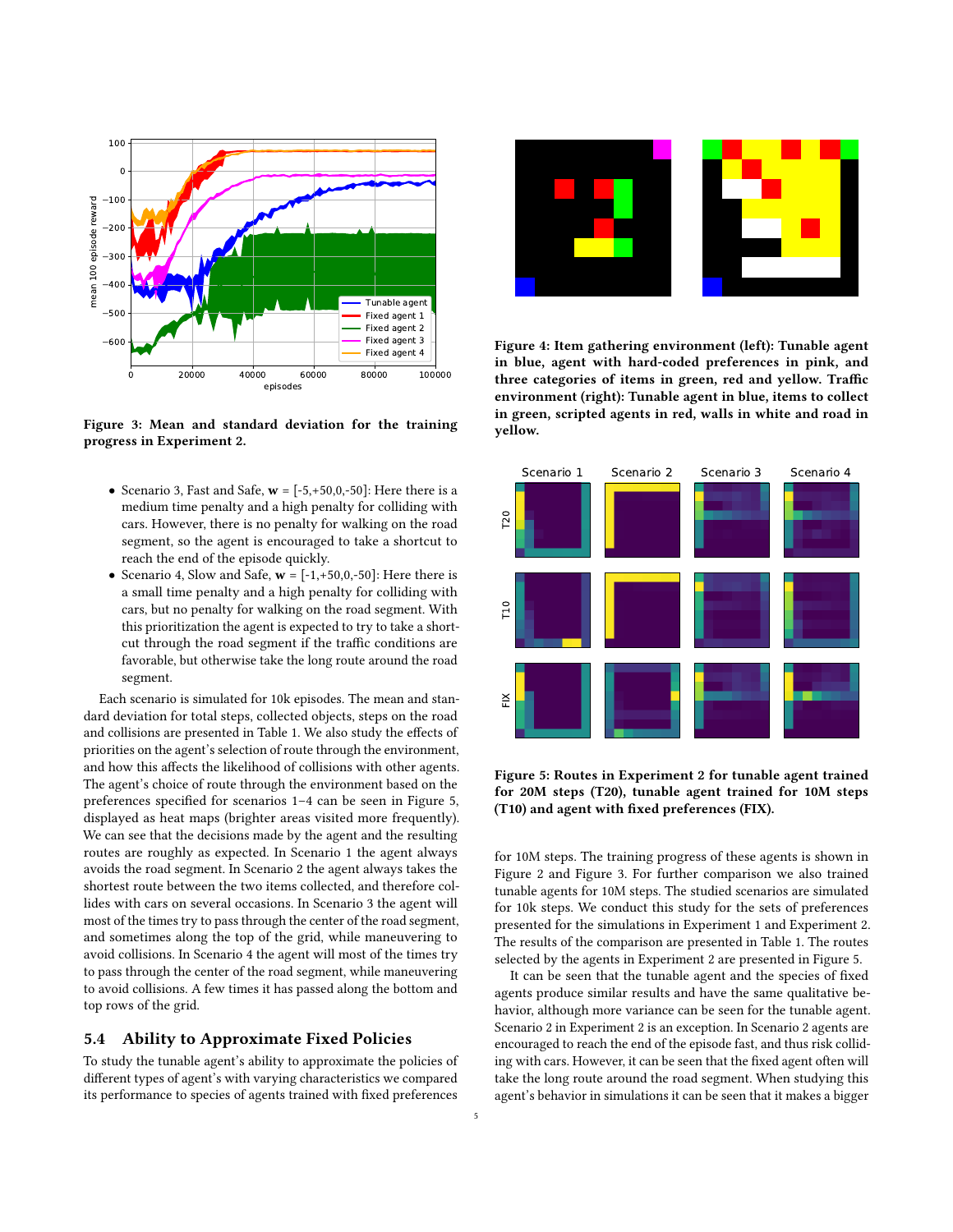Figure 3: Mean and standard deviation for the training progress in Experiment 2.

Figure 4: Item gathering environment (left): Tunable agent in blue, agent with hard-coded preferences in pink, and three categories of items in green, red and yellow. Traffic environment (right): Tunable agent in blue, items to collect in green, scripted agents in red, walls in white and road in yellow.

- Scenario 3, Fast and Safe, $\mathbf{w}$ = [-5,+50,0,-50]: Here there is a medium time penalty and a high penalty for colliding with cars. However, there is no penalty for walking on the road segment, so the agent is encouraged to take a shortcut to reach the end of the episode quickly.
- Scenario 4, Slow and Safe, $\mathbf{w}$ = [-1,+50,0,-50]: Here there is a small time penalty and a high penalty for colliding with cars, but no penalty for walking on the road segment. With this prioritization the agent is expected to try to take a shortcut through the road segment if the traffic conditions are favorable, but otherwise take the long route around the road segment.

Each scenario is simulated for 10k episodes. The mean and standard deviation for total steps, collected objects, steps on the road and collisions are presented in Table 1. We also study the effects of priorities on the agent's selection of route through the environment, and how this affects the likelihood of collisions with other agents. The agent's choice of route through the environment based on the preferences specified for scenarios 1–4 can be seen in Figure 5, displayed as heat maps (brighter areas visited more frequently). We can see that the decisions made by the agent and the resulting routes are roughly as expected. In Scenario 1 the agent always avoids the road segment. In Scenario 2 the agent always takes the shortest route between the two items collected, and therefore collides with cars on several occasions. In Scenario 3 the agent will most of the times try to pass through the center of the road segment, and sometimes along the top of the grid, while maneuvering to avoid collisions. In Scenario 4 the agent will most of the times try to pass through the center of the road segment, while maneuvering to avoid collisions. A few times it has passed along the bottom and top rows of the grid.

## 5.4 Ability to Approximate Fixed Policies

To study the tunable agent's ability to approximate the policies of different types of agent's with varying characteristics we compared its performance to species of agents trained with fixed preferences

Figure 5: Routes in Experiment 2 for tunable agent trained for 20M steps (T20), tunable agent trained for 10M steps (T10) and agent with fixed preferences (FIX).

for 10M steps. The training progress of these agents is shown in Figure 2 and Figure 3. For further comparison we also trained tunable agents for 10M steps. The studied scenarios are simulated for 10k steps. We conduct this study for the sets of preferences presented for the simulations in Experiment 1 and Experiment 2. The results of the comparison are presented in Table 1. The routes selected by the agents in Experiment 2 are presented in Figure 5.

It can be seen that the tunable agent and the species of fixed agents produce similar results and have the same qualitative behavior, although more variance can be seen for the tunable agent. Scenario 2 in Experiment 2 is an exception. In Scenario 2 agents are encouraged to reach the end of the episode fast, and thus risk colliding with cars. However, it can be seen that the fixed agent often will take the long route around the road segment. When studying this agent's behavior in simulations it can be seen that it makes a bigger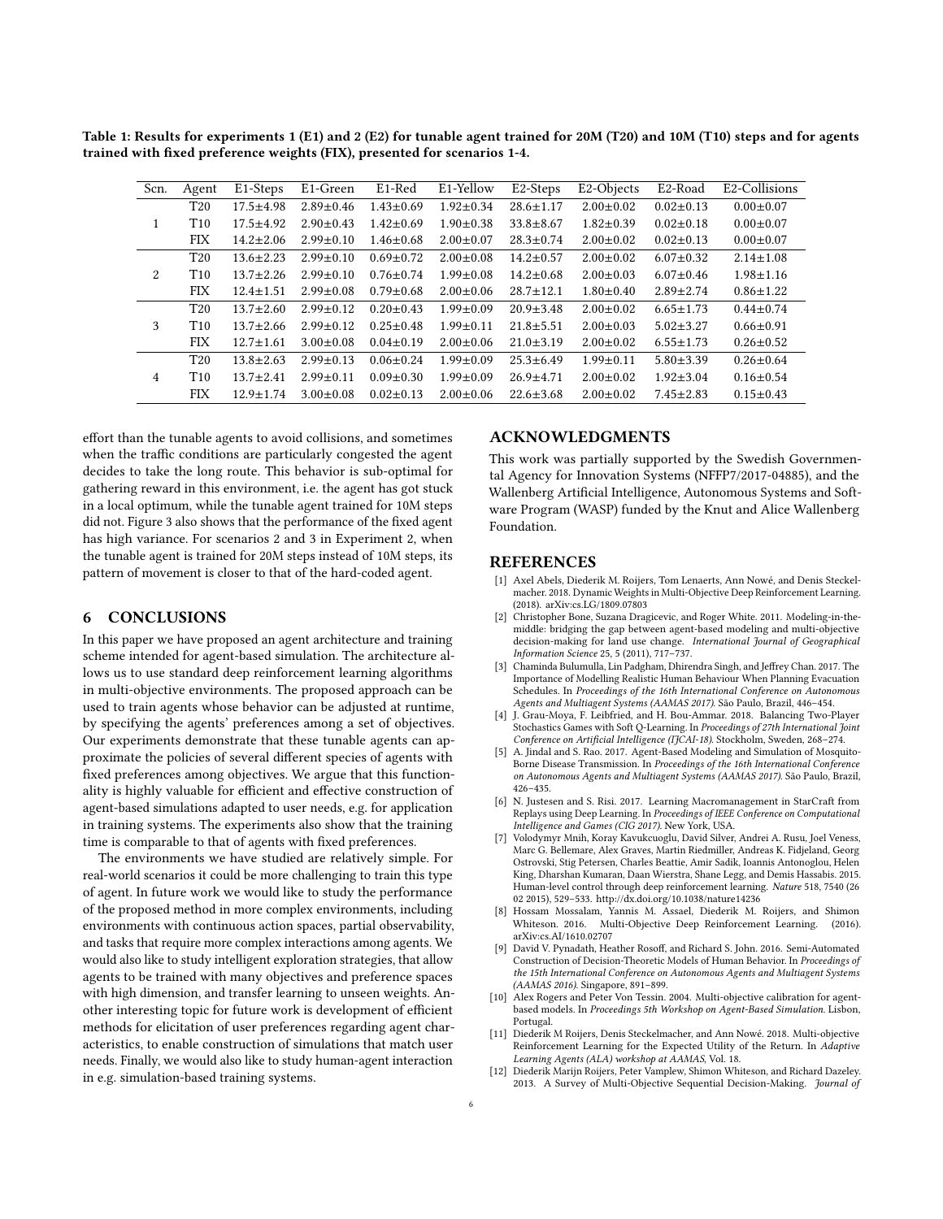**Table 1: Results for experiments 1 (E1) and 2 (E2) for tunable agent trained for 20M (T20) and 10M (T10) steps and for agents trained with fixed preference weights (FIX), presented for scenarios 1-4.**

| Scn. | Agent | E1-Steps | E1-Green | E1-Red | E1-Yellow | E2-Steps | E2-Objects | E2-Road | E2-Collisions |
|---|---|---|---|---|---|---|---|---|---|
| 1 | T20 | 17.5±4.98 | 2.89±0.46 | 1.43±0.69 | 1.92±0.34 | 28.6±1.17 | 2.00±0.02 | 0.02±0.13 | 0.00±0.07 |
| | T10 | 17.5±4.92 | 2.90±0.43 | 1.42±0.69 | 1.90±0.38 | 33.8±8.67 | 1.82±0.39 | 0.02±0.18 | 0.00±0.07 |
| | FIX | 14.2±2.06 | 2.99±0.10 | 1.46±0.68 | 2.00±0.07 | 28.3±0.74 | 2.00±0.02 | 0.02±0.13 | 0.00±0.07 |
| 2 | T20 | 13.6±2.23 | 2.99±0.10 | 0.69±0.72 | 2.00±0.08 | 14.2±0.57 | 2.00±0.02 | 6.07±0.32 | 2.14±1.08 |
| | T10 | 13.7±2.26 | 2.99±0.10 | 0.76±0.74 | 1.99±0.08 | 14.2±0.68 | 2.00±0.03 | 6.07±0.46 | 1.98±1.16 |
| | FIX | 12.4±1.51 | 2.99±0.08 | 0.79±0.68 | 2.00±0.06 | 28.7±12.1 | 1.80±0.40 | 2.89±2.74 | 0.86±1.22 |
| 3 | T20 | 13.7±2.60 | 2.99±0.12 | 0.20±0.43 | 1.99±0.09 | 20.9±3.48 | 2.00±0.02 | 6.65±1.73 | 0.44±0.74 |
| | T10 | 13.7±2.66 | 2.99±0.12 | 0.25±0.48 | 1.99±0.11 | 21.8±5.51 | 2.00±0.03 | 5.02±3.27 | 0.66±0.91 |
| | FIX | 12.7±1.61 | 3.00±0.08 | 0.04±0.19 | 2.00±0.06 | 21.0±3.19 | 2.00±0.02 | 6.55±1.73 | 0.26±0.52 |
| 4 | T20 | 13.8±2.63 | 2.99±0.13 | 0.06±0.24 | 1.99±0.09 | 25.3±6.49 | 1.99±0.11 | 5.80±3.39 | 0.26±0.64 |
| | T10 | 13.7±2.41 | 2.99±0.11 | 0.09±0.30 | 1.99±0.09 | 26.9±4.71 | 2.00±0.02 | 1.92±3.04 | 0.16±0.54 |
| | FIX | 12.9±1.74 | 3.00±0.08 | 0.02±0.13 | 2.00±0.06 | 22.6±3.68 | 2.00±0.02 | 7.45±2.83 | 0.15±0.43 |

effort than the tunable agents to avoid collisions, and sometimes when the traffic conditions are particularly congested the agent decides to take the long route. This behavior is sub-optimal for gathering reward in this environment, i.e. the agent has got stuck in a local optimum, while the tunable agent trained for 10M steps did not. Figure 3 also shows that the performance of the fixed agent has high variance. For scenarios 2 and 3 in Experiment 2, when the tunable agent is trained for 20M steps instead of 10M steps, its pattern of movement is closer to that of the hard-coded agent.

## 6 CONCLUSIONS

In this paper we have proposed an agent architecture and training scheme intended for agent-based simulation. The architecture allows us to use standard deep reinforcement learning algorithms in multi-objective environments. The proposed approach can be used to train agents whose behavior can be adjusted at runtime, by specifying the agents' preferences among a set of objectives. Our experiments demonstrate that these tunable agents can approximate the policies of several different species of agents with fixed preferences among objectives. We argue that this functionality is highly valuable for efficient and effective construction of agent-based simulations adapted to user needs, e.g. for application in training systems. The experiments also show that the training time is comparable to that of agents with fixed preferences.

The environments we have studied are relatively simple. For real-world scenarios it could be more challenging to train this type of agent. In future work we would like to study the performance of the proposed method in more complex environments, including environments with continuous action spaces, partial observability, and tasks that require more complex interactions among agents. We would also like to study intelligent exploration strategies, that allow agents to be trained with many objectives and preference spaces with high dimension, and transfer learning to unseen weights. Another interesting topic for future work is development of efficient methods for elicitation of user preferences regarding agent characteristics, to enable construction of simulations that match user needs. Finally, we would also like to study human-agent interaction in e.g. simulation-based training systems.

## ACKNOWLEDGMENTS

This work was partially supported by the Swedish Governmental Agency for Innovation Systems (NFFP7/2017-04885), and the Wallenberg Artificial Intelligence, Autonomous Systems and Software Program (WASP) funded by the Knut and Alice Wallenberg Foundation.

## REFERENCES

[1] Axel Abels, Diederik M. Roijers, Tom Lenaerts, Ann Nowé, and Denis Steckelmacher. 2018. Dynamic Weights in Multi-Objective Deep Reinforcement Learning. (2018). arXiv:cs.LG/1809.07803

[2] Christopher Bone, Suzana Dragicevic, and Roger White. 2011. Modeling-in-the-middle: bridging the gap between agent-based modeling and multi-objective decision-making for land use change. *International Journal of Geographical Information Science* 25, 5 (2011), 717–737.

[3] Chaminda Bulumulla, Lin Padgham, Dhirendra Singh, and Jeffrey Chan. 2017. The Importance of Modelling Realistic Human Behaviour When Planning Evacuation Schedules. In *Proceedings of the 16th International Conference on Autonomous Agents and Multiagent Systems (AAMAS 2017)*. São Paulo, Brazil, 446–454.

[4] J. Grau-Moya, F. Leibfried, and H. Bou-Ammar. 2018. Balancing Two-Player Stochastics Games with Soft Q-Learning. In *Proceedings of 27th International Joint Conference on Artificial Intelligence (IJCAI-18)*. Stockholm, Sweden, 268–274.

[5] A. Jindal and S. Rao. 2017. Agent-Based Modeling and Simulation of Mosquito-Borne Disease Transmission. In *Proceedings of the 16th International Conference on Autonomous Agents and Multiagent Systems (AAMAS 2017)*. São Paulo, Brazil, 426–435.

[6] N. Justesen and S. Risi. 2017. Learning Macromanagement in StarCraft from Replays using Deep Learning. In *Proceedings of IEEE Conference on Computational Intelligence and Games (CIG 2017)*. New York, USA.

[7] Volodymyr Mnih, Koray Kavukcuoglu, David Silver, Andrei A. Rusu, Joel Veness, Marc G. Bellemare, Alex Graves, Martin Riedmiller, Andreas K. Fidjeland, Georg Ostrovski, Stig Petersen, Charles Beattie, Amir Sadik, Ioannis Antonoglou, Helen King, Dharshan Kumaran, Daan Wierstra, Shane Legg, and Demis Hassabis. 2015. Human-level control through deep reinforcement learning. *Nature* 518, 7540 (26 02 2015), 529–533. http://dx.doi.org/10.1038/nature14236

[8] Hossam Mossalam, Yannis M. Assael, Diederik M. Roijers, and Shimon Whiteson. 2016. Multi-Objective Deep Reinforcement Learning. (2016). arXiv:cs.AI/1610.02707

[9] David V. Pynadath, Heather Rosoff, and Richard S. John. 2016. Semi-Automated Construction of Decision-Theoretic Models of Human Behavior. In *Proceedings of the 15th International Conference on Autonomous Agents and Multiagent Systems (AAMAS 2016)*. Singapore, 891–899.

[10] Alex Rogers and Peter Von Tessin. 2004. Multi-objective calibration for agent-based models. In *Proceedings 5th Workshop on Agent-Based Simulation*. Lisbon, Portugal.

[11] Diederik M Roijers, Denis Steckelmacher, and Ann Nowé. 2018. Multi-objective Reinforcement Learning for the Expected Utility of the Return. In *Adaptive Learning Agents (ALA) workshop at AAMAS*, Vol. 18.

[12] Diederik Marijn Roijers, Peter Vamplew, Shimon Whiteson, and Richard Dazeley. 2013. A Survey of Multi-Objective Sequential Decision-Making. *Journal of*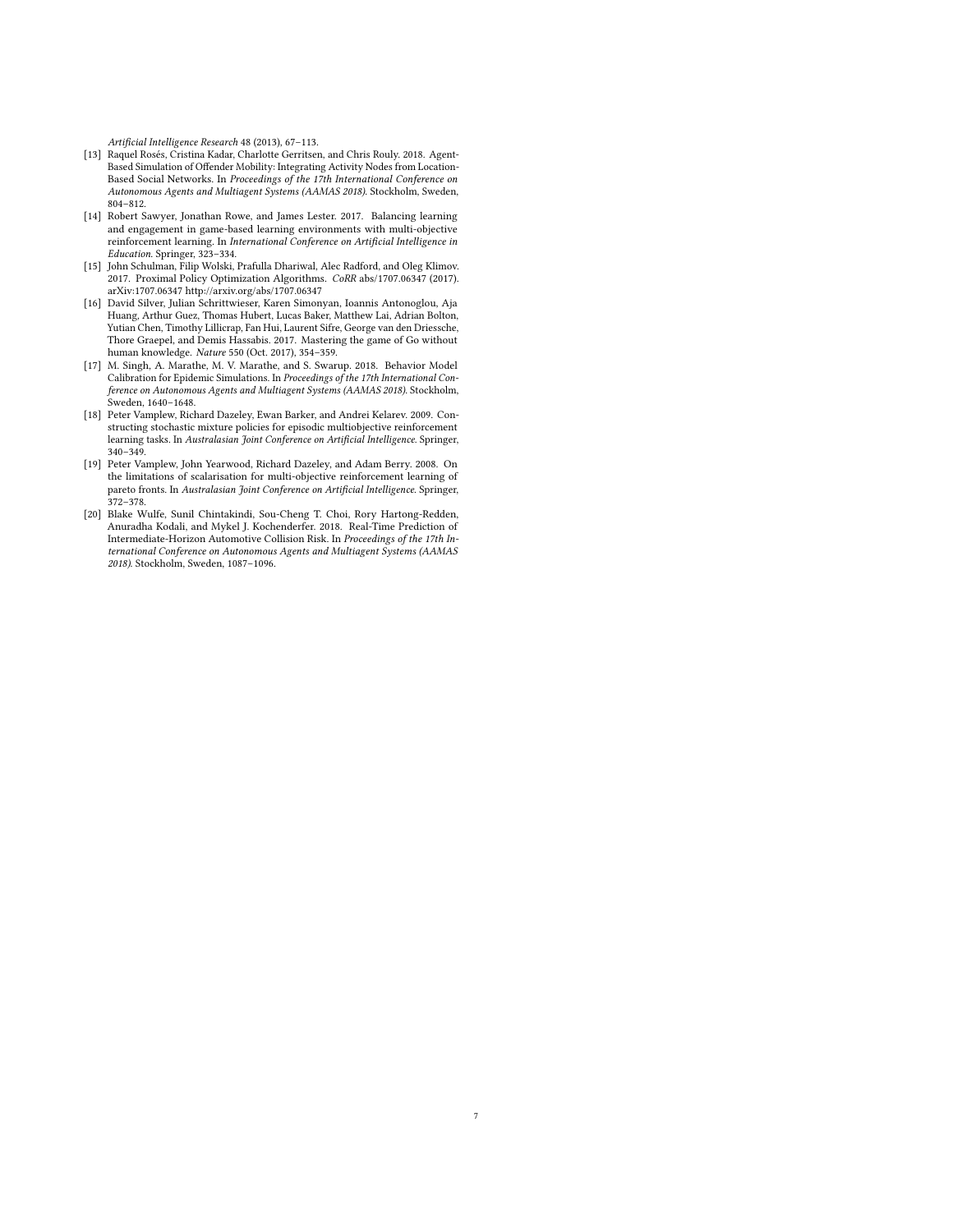*Artificial Intelligence Research* 48 (2013), 67–113.

[13] Raquel Rosés, Cristina Kadar, Charlotte Gerritsen, and Chris Rouly. 2018. Agent-Based Simulation of Offender Mobility: Integrating Activity Nodes from Location-Based Social Networks. In *Proceedings of the 17th International Conference on Autonomous Agents and Multiagent Systems (AAMAS 2018)*. Stockholm, Sweden, 804–812.

[14] Robert Sawyer, Jonathan Rowe, and James Lester. 2017. Balancing learning and engagement in game-based learning environments with multi-objective reinforcement learning. In *International Conference on Artificial Intelligence in Education*. Springer, 323–334.

[15] John Schulman, Filip Wolski, Prafulla Dhariwal, Alec Radford, and Oleg Klimov. 2017. Proximal Policy Optimization Algorithms. *CoRR* abs/1707.06347 (2017). arXiv:1707.06347 http://arxiv.org/abs/1707.06347

[16] David Silver, Julian Schrittwieser, Karen Simonyan, Ioannis Antonoglou, Aja Huang, Arthur Guez, Thomas Hubert, Lucas Baker, Matthew Lai, Adrian Bolton, Yutian Chen, Timothy Lillicrap, Fan Hui, Laurent Sifre, George van den Driessche, Thore Graepel, and Demis Hassabis. 2017. Mastering the game of Go without human knowledge. *Nature* 550 (Oct. 2017), 354–359.

[17] M. Singh, A. Marathe, M. V. Marathe, and S. Swarup. 2018. Behavior Model Calibration for Epidemic Simulations. In *Proceedings of the 17th International Conference on Autonomous Agents and Multiagent Systems (AAMAS 2018)*. Stockholm, Sweden, 1640–1648.

[18] Peter Vamplew, Richard Dazeley, Ewan Barker, and Andrei Kelarev. 2009. Constructing stochastic mixture policies for episodic multiobjective reinforcement learning tasks. In *Australasian Joint Conference on Artificial Intelligence*. Springer, 340–349.

[19] Peter Vamplew, John Yearwood, Richard Dazeley, and Adam Berry. 2008. On the limitations of scalarisation for multi-objective reinforcement learning of pareto fronts. In *Australasian Joint Conference on Artificial Intelligence*. Springer, 372–378.

[20] Blake Wulfe, Sunil Chintakindi, Sou-Cheng T. Choi, Rory Hartong-Redden, Anuradha Kodali, and Mykel J. Kochenderfer. 2018. Real-Time Prediction of Intermediate-Horizon Automotive Collision Risk. In *Proceedings of the 17th International Conference on Autonomous Agents and Multiagent Systems (AAMAS 2018)*. Stockholm, Sweden, 1087–1096.